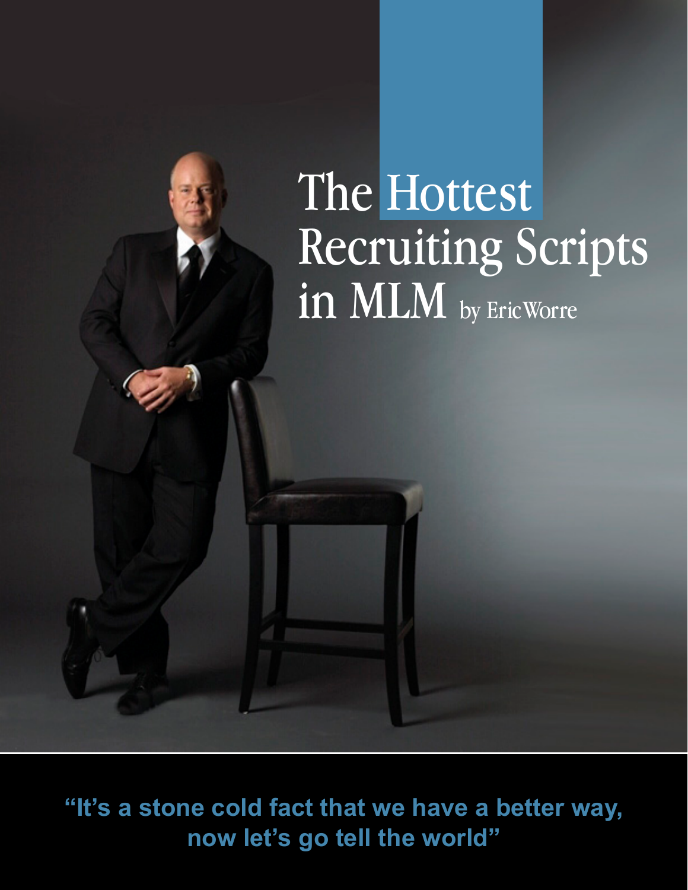# The Hottest Recruiting Scripts in MLM by Eric Worre

**"It's a stone cold fact that we have a better way, now let's go tell the world"**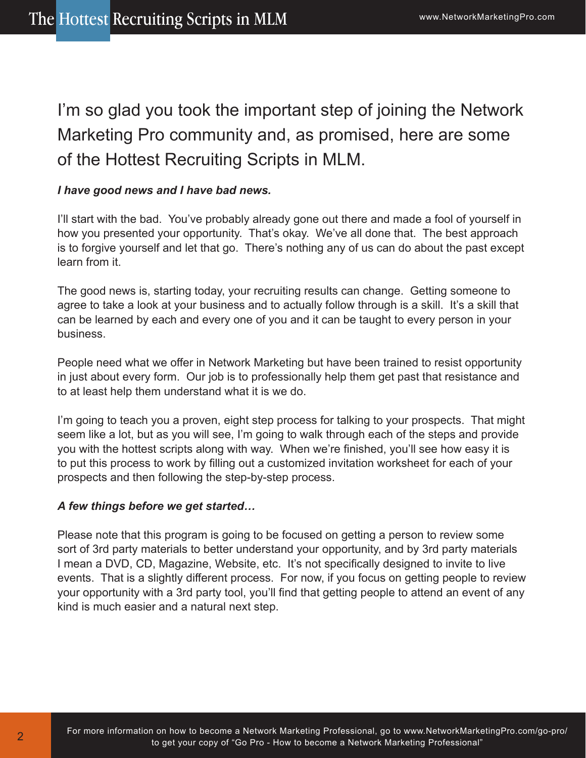I'm so glad you took the important step of joining the Network Marketing Pro community and, as promised, here are some of the Hottest Recruiting Scripts in MLM.

***I have good news and I have bad news.***

I'll start with the bad. You've probably already gone out there and made a fool of yourself in how you presented your opportunity. That's okay. We've all done that. The best approach is to forgive yourself and let that go. There's nothing any of us can do about the past except learn from it.

The good news is, starting today, your recruiting results can change. Getting someone to agree to take a look at your business and to actually follow through is a skill. It's a skill that can be learned by each and every one of you and it can be taught to every person in your business.

People need what we offer in Network Marketing but have been trained to resist opportunity in just about every form. Our job is to professionally help them get past that resistance and to at least help them understand what it is we do.

I'm going to teach you a proven, eight step process for talking to your prospects. That might seem like a lot, but as you will see, I'm going to walk through each of the steps and provide you with the hottest scripts along with way. When we're finished, you'll see how easy it is to put this process to work by filling out a customized invitation worksheet for each of your prospects and then following the step-by-step process.

***A few things before we get started…***

Please note that this program is going to be focused on getting a person to review some sort of 3rd party materials to better understand your opportunity, and by 3rd party materials I mean a DVD, CD, Magazine, Website, etc. It's not specifically designed to invite to live events. That is a slightly different process. For now, if you focus on getting people to review your opportunity with a 3rd party tool, you'll find that getting people to attend an event of any kind is much easier and a natural next step.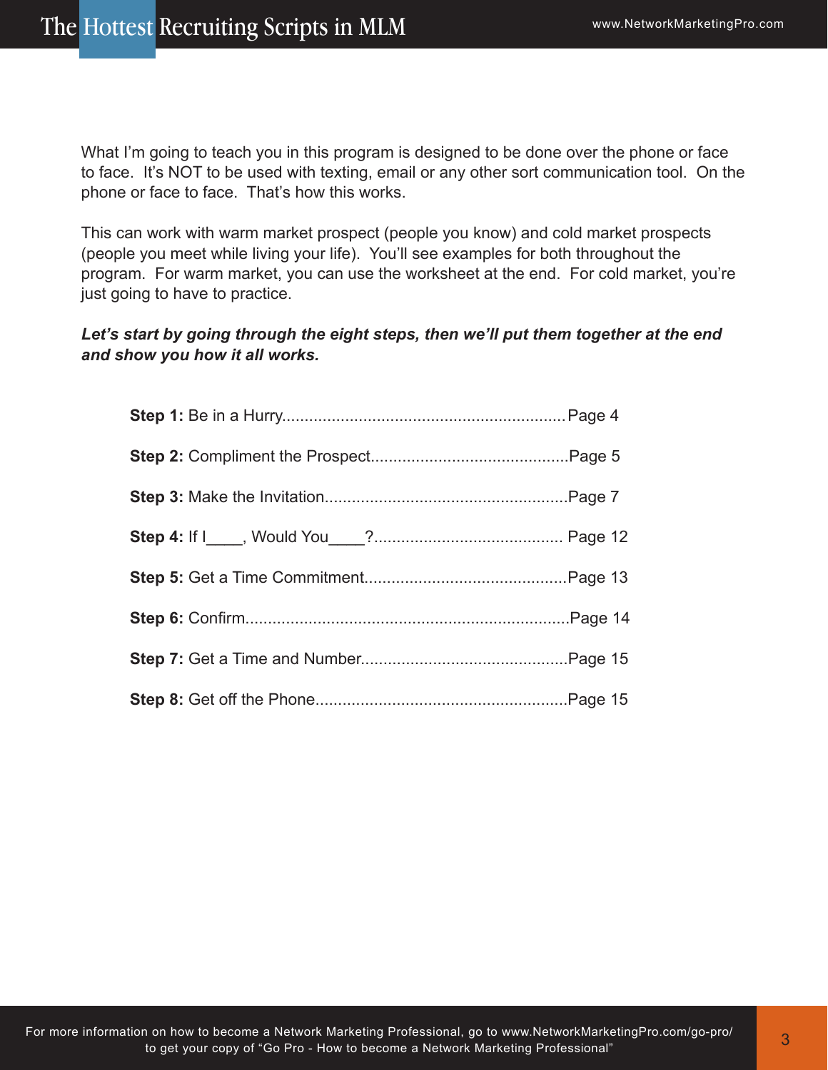What I'm going to teach you in this program is designed to be done over the phone or face to face. It's NOT to be used with texting, email or any other sort communication tool. On the phone or face to face. That's how this works.

This can work with warm market prospect (people you know) and cold market prospects (people you meet while living your life). You'll see examples for both throughout the program. For warm market, you can use the worksheet at the end. For cold market, you're just going to have to practice.

***Let's start by going through the eight steps, then we'll put them together at the end and show you how it all works.***

**Step 1:** Be in a Hurry................................................................Page 4

**Step 2:** Compliment the Prospect............................................Page 5

**Step 3:** Make the Invitation......................................................Page 7

**Step 4:** If I____, Would You____?.......................................... Page 12

**Step 5:** Get a Time Commitment.............................................Page 13

**Step 6:** Confirm.........................................................................Page 14

**Step 7:** Get a Time and Number..............................................Page 15

**Step 8:** Get off the Phone........................................................Page 15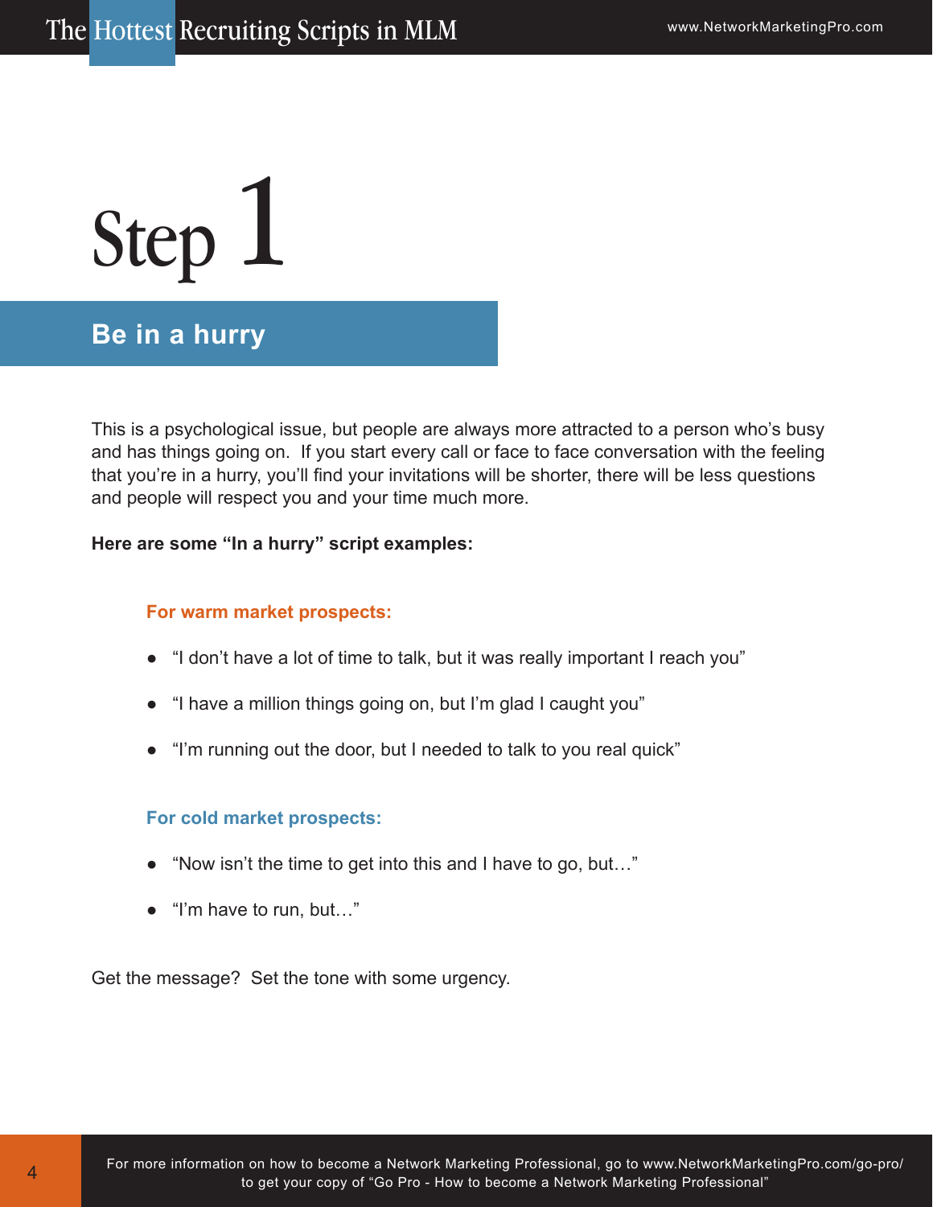# Step 1

## Be in a hurry

This is a psychological issue, but people are always more attracted to a person who's busy and has things going on. If you start every call or face to face conversation with the feeling that you're in a hurry, you'll find your invitations will be shorter, there will be less questions and people will respect you and your time much more.

**Here are some "In a hurry" script examples:**

### For warm market prospects:

- "I don't have a lot of time to talk, but it was really important I reach you"
- "I have a million things going on, but I'm glad I caught you"
- "I'm running out the door, but I needed to talk to you real quick"

### For cold market prospects:

- "Now isn't the time to get into this and I have to go, but…"
- "I'm have to run, but…"

Get the message? Set the tone with some urgency.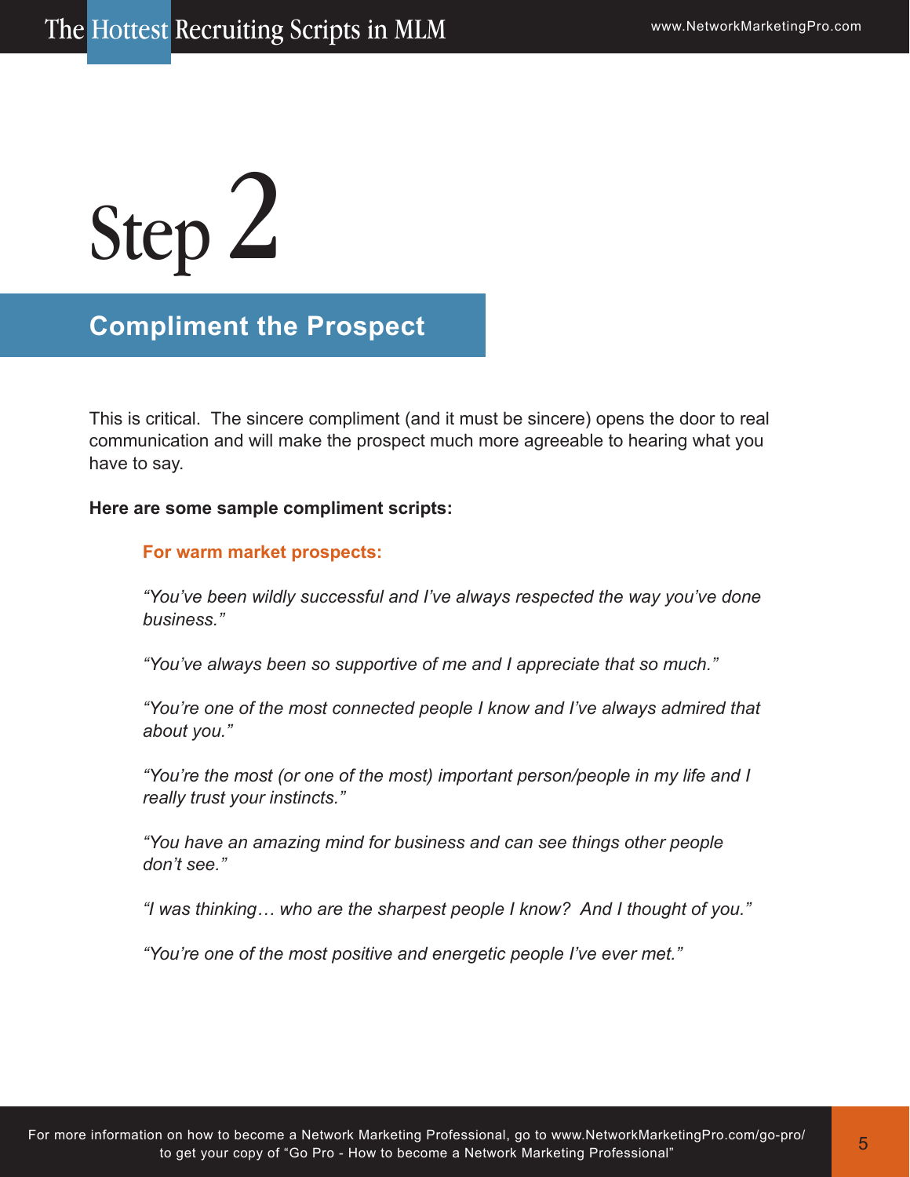# Step 2

## Compliment the Prospect

This is critical. The sincere compliment (and it must be sincere) opens the door to real communication and will make the prospect much more agreeable to hearing what you have to say.

**Here are some sample compliment scripts:**

**For warm market prospects:**

*"You've been wildly successful and I've always respected the way you've done business."*

*"You've always been so supportive of me and I appreciate that so much."*

*"You're one of the most connected people I know and I've always admired that about you."*

*"You're the most (or one of the most) important person/people in my life and I really trust your instincts."*

*"You have an amazing mind for business and can see things other people don't see."*

*"I was thinking… who are the sharpest people I know? And I thought of you."*

*"You're one of the most positive and energetic people I've ever met."*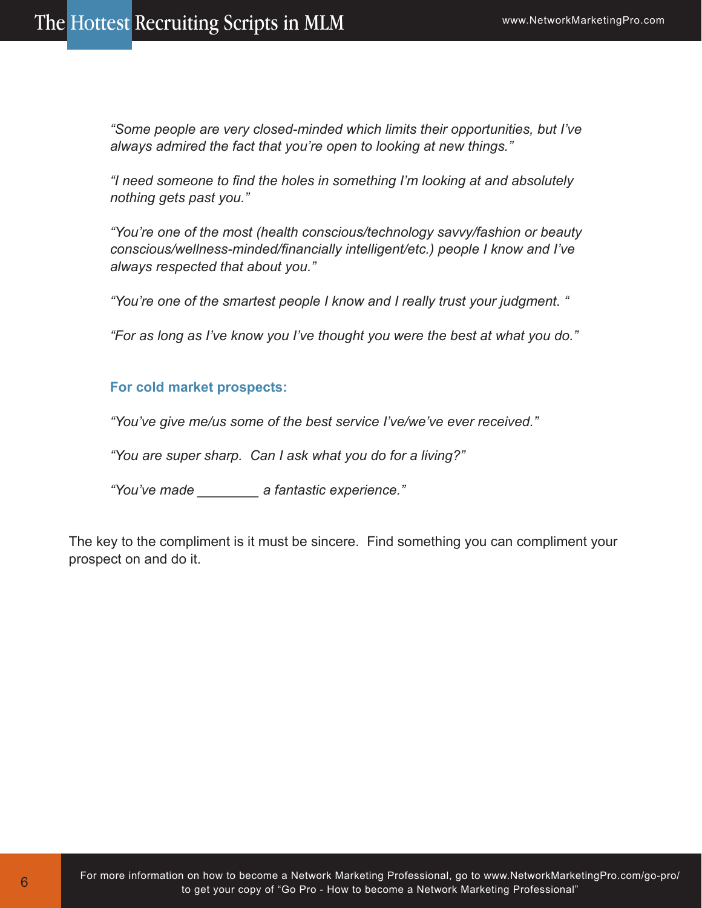*"Some people are very closed-minded which limits their opportunities, but I've always admired the fact that you're open to looking at new things."*

*"I need someone to find the holes in something I'm looking at and absolutely nothing gets past you."*

*"You're one of the most (health conscious/technology savvy/fashion or beauty conscious/wellness-minded/financially intelligent/etc.) people I know and I've always respected that about you."*

*"You're one of the smartest people I know and I really trust your judgment. "*

*"For as long as I've know you I've thought you were the best at what you do."*

**For cold market prospects:**

*"You've give me/us some of the best service I've/we've ever received."*

*"You are super sharp. Can I ask what you do for a living?"*

*"You've made ________ a fantastic experience."*

The key to the compliment is it must be sincere. Find something you can compliment your prospect on and do it.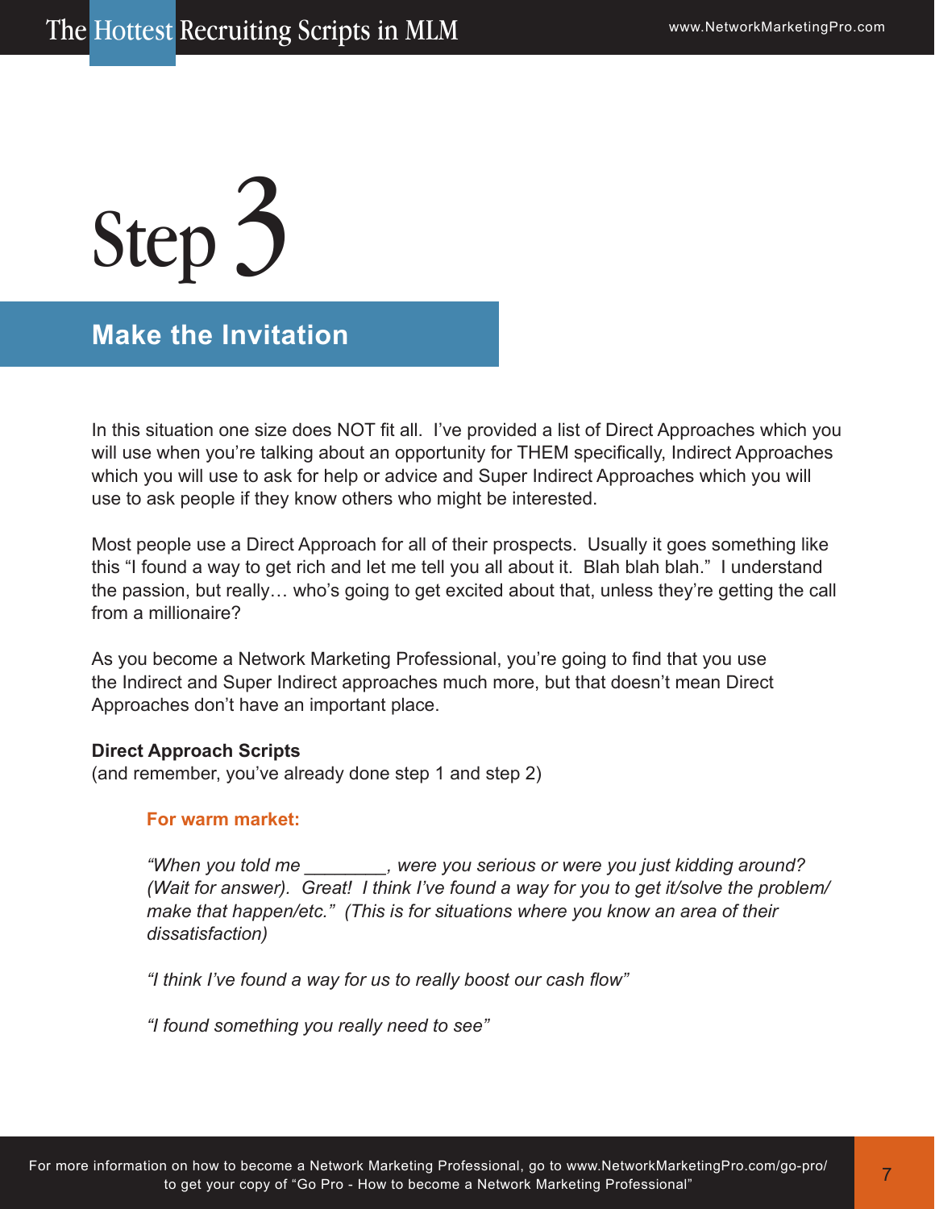# Step 3

## Make the Invitation

In this situation one size does NOT fit all. I've provided a list of Direct Approaches which you will use when you're talking about an opportunity for THEM specifically, Indirect Approaches which you will use to ask for help or advice and Super Indirect Approaches which you will use to ask people if they know others who might be interested.

Most people use a Direct Approach for all of their prospects. Usually it goes something like this "I found a way to get rich and let me tell you all about it. Blah blah blah." I understand the passion, but really… who's going to get excited about that, unless they're getting the call from a millionaire?

As you become a Network Marketing Professional, you're going to find that you use the Indirect and Super Indirect approaches much more, but that doesn't mean Direct Approaches don't have an important place.

**Direct Approach Scripts**
(and remember, you've already done step 1 and step 2)

**For warm market:**

*"When you told me ________, were you serious or were you just kidding around? (Wait for answer). Great! I think I've found a way for you to get it/solve the problem/ make that happen/etc." (This is for situations where you know an area of their dissatisfaction)*

*"I think I've found a way for us to really boost our cash flow"*

*"I found something you really need to see"*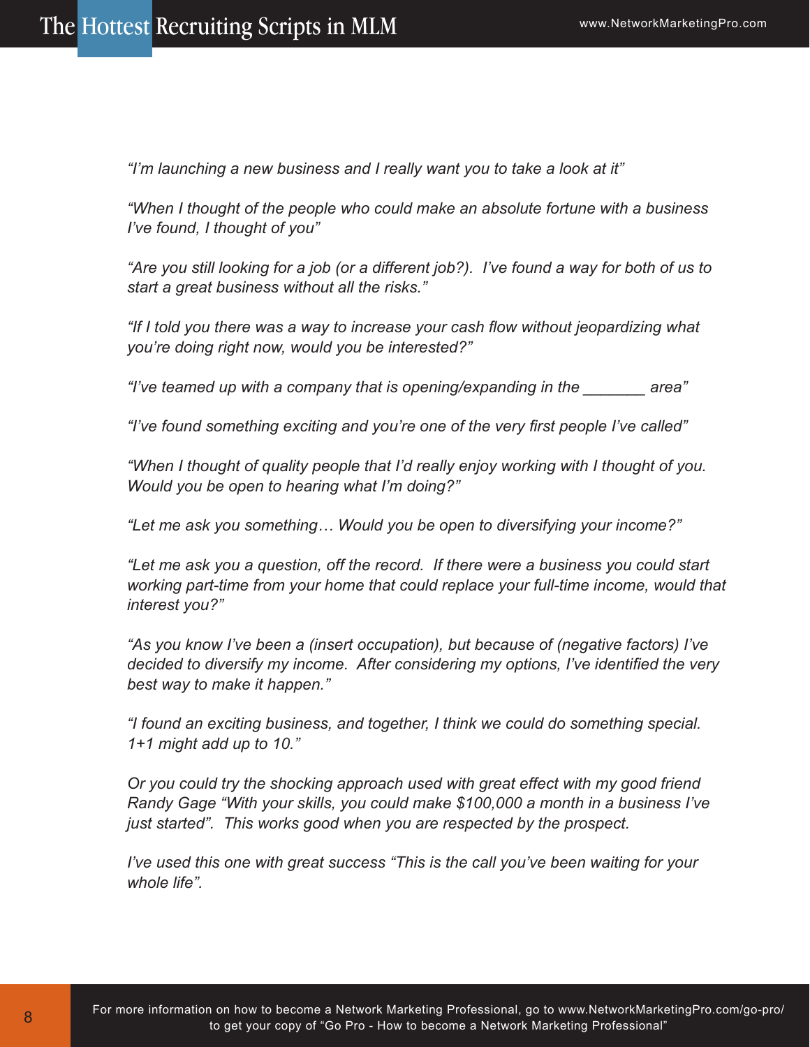*"I'm launching a new business and I really want you to take a look at it"*

*"When I thought of the people who could make an absolute fortune with a business I've found, I thought of you"*

*"Are you still looking for a job (or a different job?). I've found a way for both of us to start a great business without all the risks."*

*"If I told you there was a way to increase your cash flow without jeopardizing what you're doing right now, would you be interested?"*

*"I've teamed up with a company that is opening/expanding in the _______ area"*

*"I've found something exciting and you're one of the very first people I've called"*

*"When I thought of quality people that I'd really enjoy working with I thought of you. Would you be open to hearing what I'm doing?"*

*"Let me ask you something… Would you be open to diversifying your income?"*

*"Let me ask you a question, off the record. If there were a business you could start working part-time from your home that could replace your full-time income, would that interest you?"*

*"As you know I've been a (insert occupation), but because of (negative factors) I've decided to diversify my income. After considering my options, I've identified the very best way to make it happen."*

*"I found an exciting business, and together, I think we could do something special. 1+1 might add up to 10."*

*Or you could try the shocking approach used with great effect with my good friend Randy Gage "With your skills, you could make $100,000 a month in a business I've just started". This works good when you are respected by the prospect.*

*I've used this one with great success "This is the call you've been waiting for your whole life".*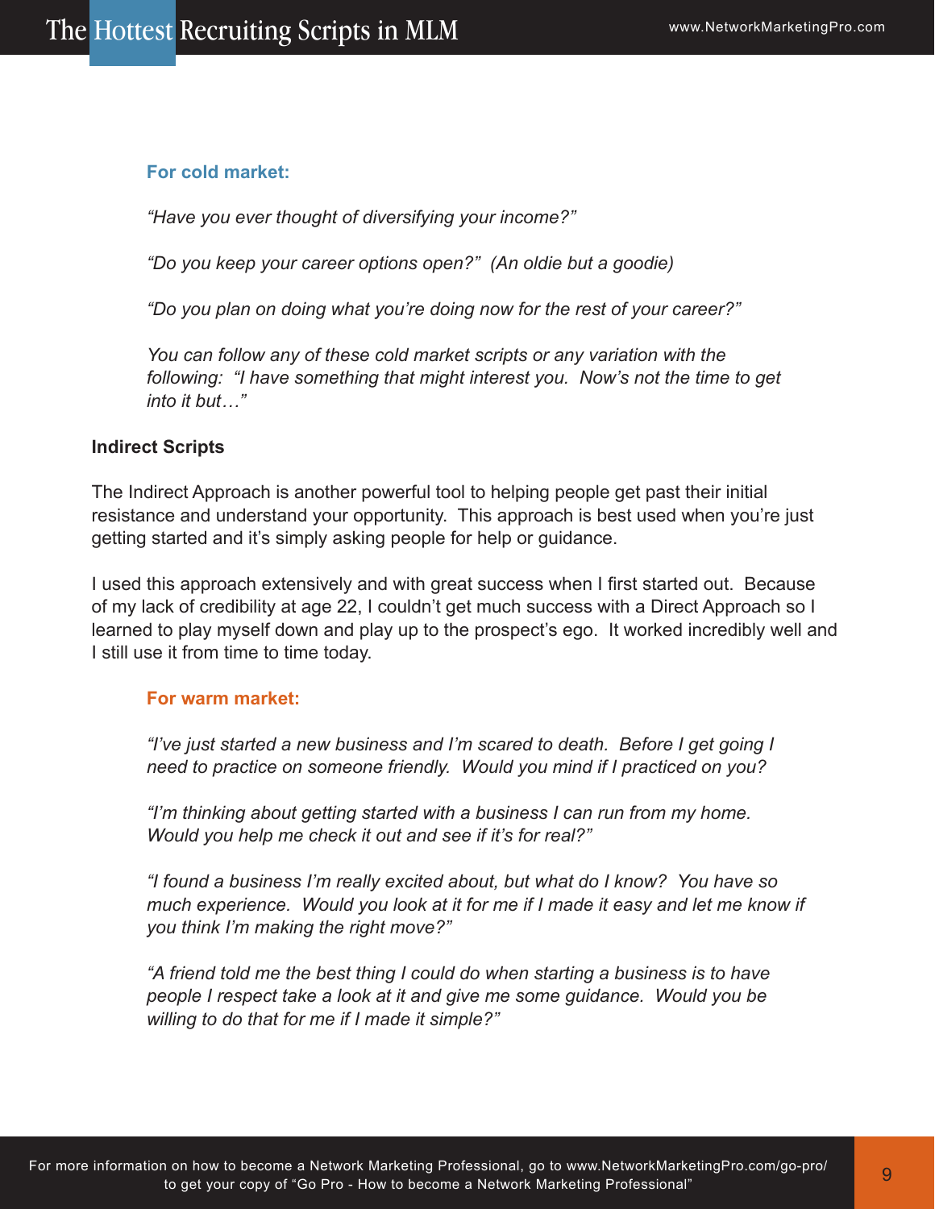**For cold market:**

*"Have you ever thought of diversifying your income?"*

*"Do you keep your career options open?" (An oldie but a goodie)*

*"Do you plan on doing what you're doing now for the rest of your career?"*

*You can follow any of these cold market scripts or any variation with the following: "I have something that might interest you. Now's not the time to get into it but…"*

**Indirect Scripts**

The Indirect Approach is another powerful tool to helping people get past their initial resistance and understand your opportunity. This approach is best used when you're just getting started and it's simply asking people for help or guidance.

I used this approach extensively and with great success when I first started out. Because of my lack of credibility at age 22, I couldn't get much success with a Direct Approach so I learned to play myself down and play up to the prospect's ego. It worked incredibly well and I still use it from time to time today.

**For warm market:**

*"I've just started a new business and I'm scared to death. Before I get going I need to practice on someone friendly. Would you mind if I practiced on you?*

*"I'm thinking about getting started with a business I can run from my home. Would you help me check it out and see if it's for real?"*

*"I found a business I'm really excited about, but what do I know? You have so much experience. Would you look at it for me if I made it easy and let me know if you think I'm making the right move?"*

*"A friend told me the best thing I could do when starting a business is to have people I respect take a look at it and give me some guidance. Would you be willing to do that for me if I made it simple?"*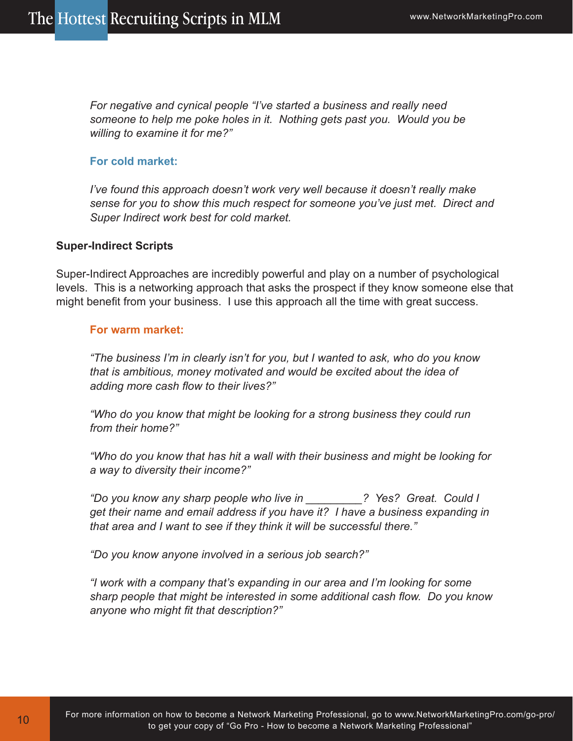*For negative and cynical people "I've started a business and really need someone to help me poke holes in it. Nothing gets past you. Would you be willing to examine it for me?"*

**For cold market:**

*I've found this approach doesn't work very well because it doesn't really make sense for you to show this much respect for someone you've just met. Direct and Super Indirect work best for cold market.*

### Super-Indirect Scripts

Super-Indirect Approaches are incredibly powerful and play on a number of psychological levels. This is a networking approach that asks the prospect if they know someone else that might benefit from your business. I use this approach all the time with great success.

**For warm market:**

*"The business I'm in clearly isn't for you, but I wanted to ask, who do you know that is ambitious, money motivated and would be excited about the idea of adding more cash flow to their lives?"*

*"Who do you know that might be looking for a strong business they could run from their home?"*

*"Who do you know that has hit a wall with their business and might be looking for a way to diversity their income?"*

*"Do you know any sharp people who live in _________? Yes? Great. Could I get their name and email address if you have it? I have a business expanding in that area and I want to see if they think it will be successful there."*

*"Do you know anyone involved in a serious job search?"*

*"I work with a company that's expanding in our area and I'm looking for some sharp people that might be interested in some additional cash flow. Do you know anyone who might fit that description?"*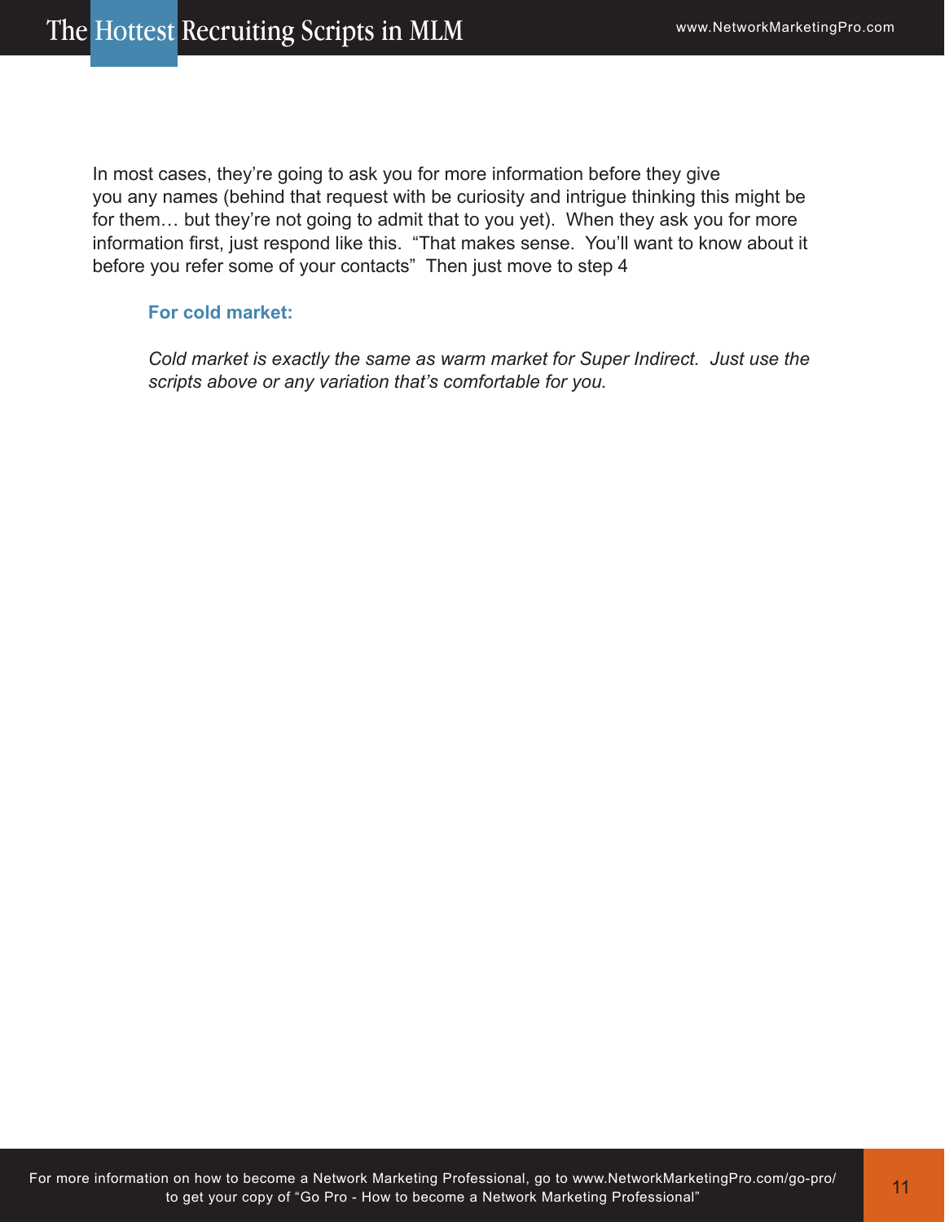In most cases, they're going to ask you for more information before they give you any names (behind that request with be curiosity and intrigue thinking this might be for them… but they're not going to admit that to you yet). When they ask you for more information first, just respond like this. "That makes sense. You'll want to know about it before you refer some of your contacts" Then just move to step 4

### For cold market:

*Cold market is exactly the same as warm market for Super Indirect. Just use the scripts above or any variation that's comfortable for you.*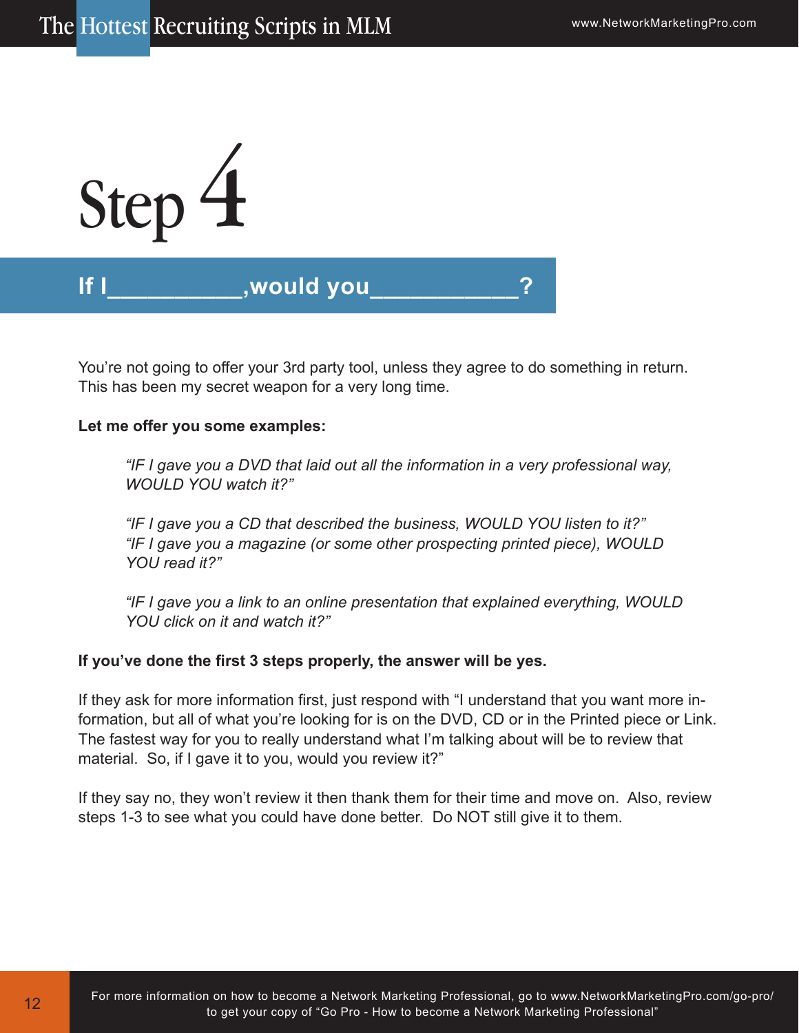# Step 4

## If I__________,would you___________?

You're not going to offer your 3rd party tool, unless they agree to do something in return. This has been my secret weapon for a very long time.

**Let me offer you some examples:**

> *"IF I gave you a DVD that laid out all the information in a very professional way, WOULD YOU watch it?"*
>
> *"IF I gave you a CD that described the business, WOULD YOU listen to it?"*
> *"IF I gave you a magazine (or some other prospecting printed piece), WOULD YOU read it?"*
>
> *"IF I gave you a link to an online presentation that explained everything, WOULD YOU click on it and watch it?"*

**If you've done the first 3 steps properly, the answer will be yes.**

If they ask for more information first, just respond with "I understand that you want more information, but all of what you're looking for is on the DVD, CD or in the Printed piece or Link. The fastest way for you to really understand what I'm talking about will be to review that material. So, if I gave it to you, would you review it?"

If they say no, they won't review it then thank them for their time and move on. Also, review steps 1-3 to see what you could have done better. Do NOT still give it to them.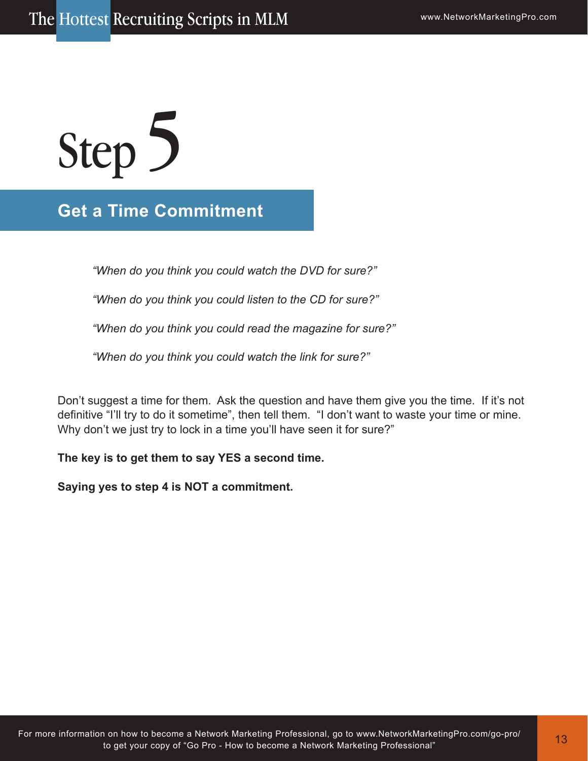# Step 5

## Get a Time Commitment

*"When do you think you could watch the DVD for sure?"*

*"When do you think you could listen to the CD for sure?"*

*"When do you think you could read the magazine for sure?"*

*"When do you think you could watch the link for sure?"*

Don't suggest a time for them. Ask the question and have them give you the time. If it's not definitive "I'll try to do it sometime", then tell them. "I don't want to waste your time or mine. Why don't we just try to lock in a time you'll have seen it for sure?"

**The key is to get them to say YES a second time.**

**Saying yes to step 4 is NOT a commitment.**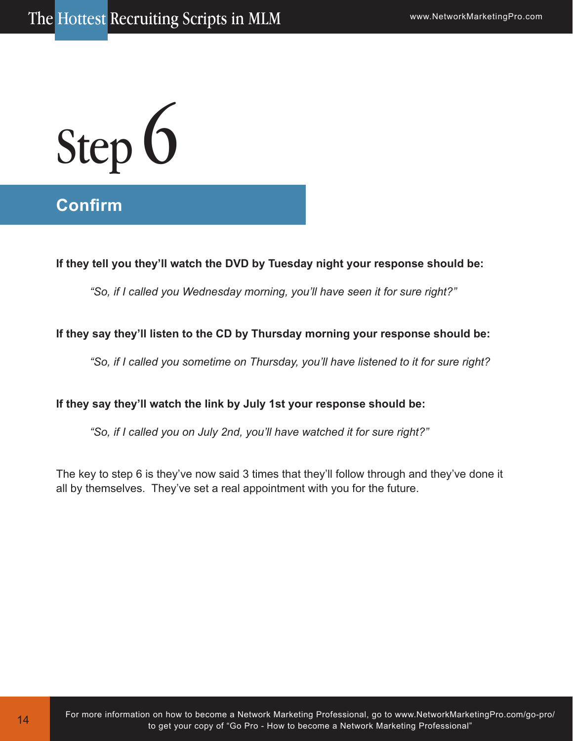# Step 6

## Confirm

**If they tell you they'll watch the DVD by Tuesday night your response should be:**

> *"So, if I called you Wednesday morning, you'll have seen it for sure right?"*

**If they say they'll listen to the CD by Thursday morning your response should be:**

> *"So, if I called you sometime on Thursday, you'll have listened to it for sure right?*

**If they say they'll watch the link by July 1st your response should be:**

> *"So, if I called you on July 2nd, you'll have watched it for sure right?"*

The key to step 6 is they've now said 3 times that they'll follow through and they've done it all by themselves. They've set a real appointment with you for the future.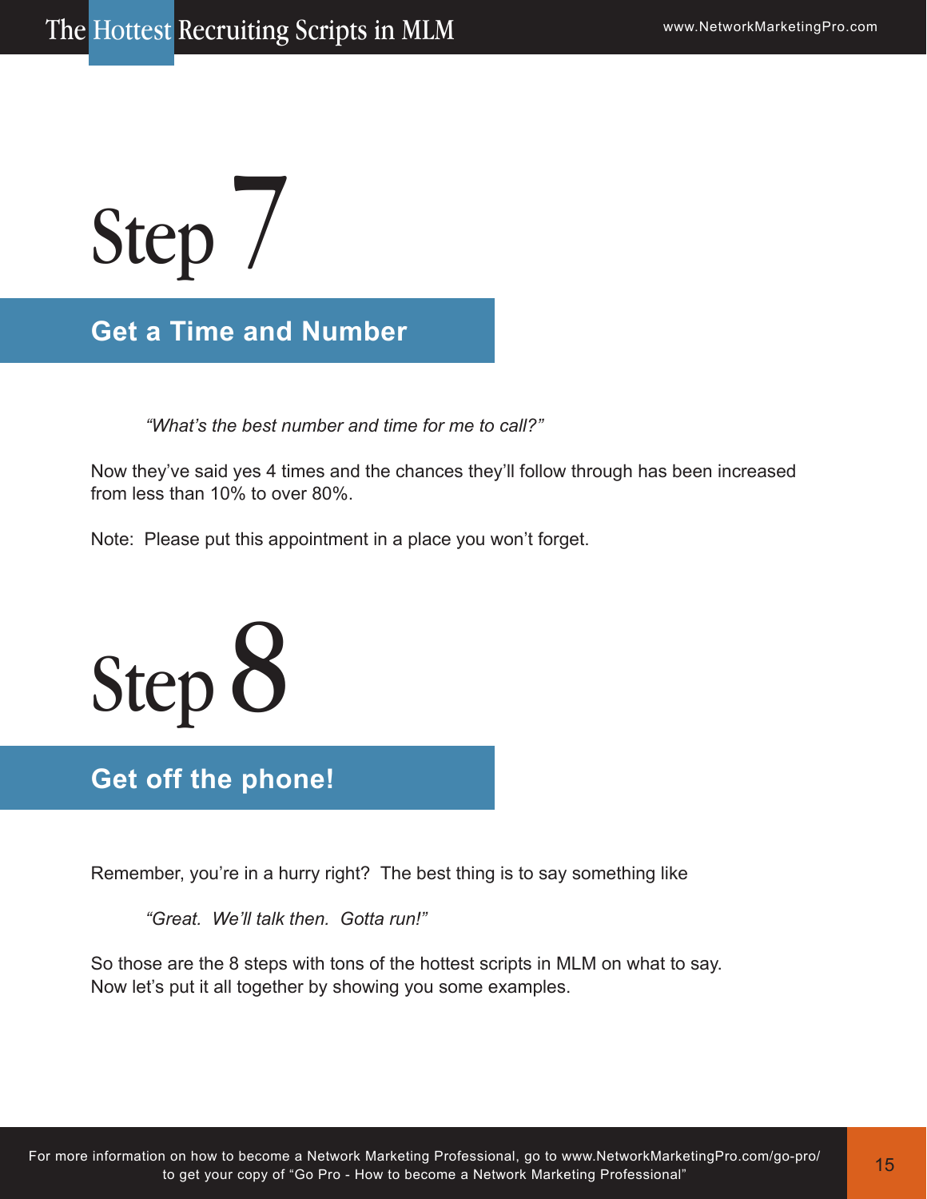# Step 7

## Get a Time and Number

> *"What's the best number and time for me to call?"*

Now they've said yes 4 times and the chances they'll follow through has been increased from less than 10% to over 80%.

Note: Please put this appointment in a place you won't forget.

# Step 8

## Get off the phone!

Remember, you're in a hurry right? The best thing is to say something like

> *"Great. We'll talk then. Gotta run!"*

So those are the 8 steps with tons of the hottest scripts in MLM on what to say. Now let's put it all together by showing you some examples.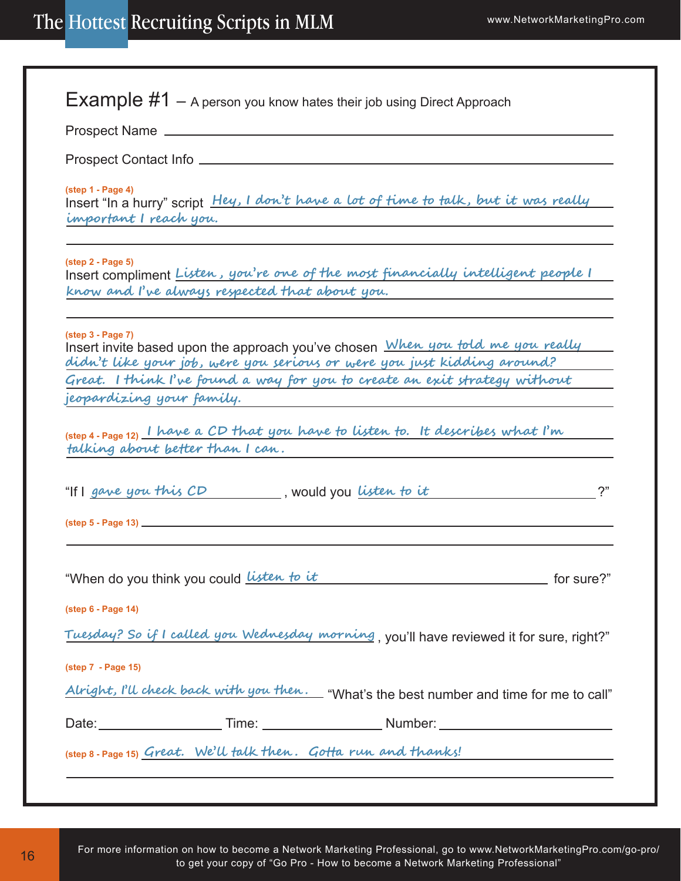## Example #1 – A person you know hates their job using Direct Approach

Prospect Name ______________________________

Prospect Contact Info ______________________________

**(step 1 - Page 4)**
Insert "In a hurry" script *Hey, I don't have a lot of time to talk, but it was really important I reach you.*

**(step 2 - Page 5)**
Insert compliment *Listen, you're one of the most financially intelligent people I know and I've always respected that about you.*

**(step 3 - Page 7)**
Insert invite based upon the approach you've chosen *When you told me you really didn't like your job, were you serious or were you just kidding around? Great. I think I've found a way for you to create an exit strategy without jeopardizing your family.*

**(step 4 - Page 12)** *I have a CD that you have to listen to. It describes what I'm talking about better than I can.*

"If I *gave you this CD*, would you *listen to it*?"

**(step 5 - Page 13)** ______________________________

"When do you think you could *listen to it* for sure?"

**(step 6 - Page 14)**

*Tuesday? So if I called you Wednesday morning*, you'll have reviewed it for sure, right?"

**(step 7 - Page 15)**

*Alright, I'll check back with you then.* "What's the best number and time for me to call"

Date: ______________ Time: ______________ Number: ______________

**(step 8 - Page 15)** *Great. We'll talk then. Gotta run and thanks!*

For more information on how to become a Network Marketing Professional, go to www.NetworkMarketingPro.com/go-pro/ to get your copy of "Go Pro - How to become a Network Marketing Professional"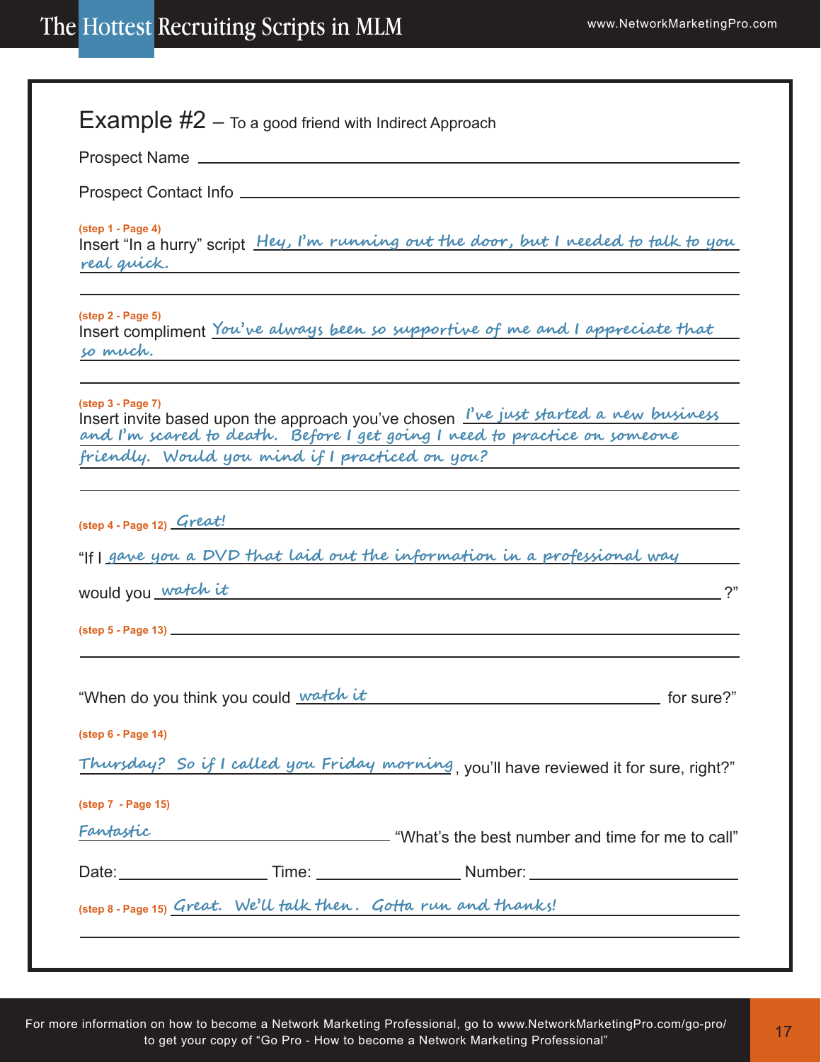## Example #2 – To a good friend with Indirect Approach

Prospect Name ____________________

Prospect Contact Info ____________________

**(step 1 - Page 4)**
Insert "In a hurry" script *Hey, I'm running out the door, but I needed to talk to you real quick.*

**(step 2 - Page 5)**
Insert compliment *You've always been so supportive of me and I appreciate that so much.*

**(step 3 - Page 7)**
Insert invite based upon the approach you've chosen *I've just started a new business and I'm scared to death. Before I get going I need to practice on someone friendly. Would you mind if I practiced on you?*

**(step 4 - Page 12)** *Great!*

"If I *gave you a DVD that laid out the information in a professional way* would you *watch it* ?"

**(step 5 - Page 13)** ____________________

"When do you think you could *watch it* for sure?"

**(step 6 - Page 14)**

*Thursday? So if I called you Friday morning*, you'll have reviewed it for sure, right?"

**(step 7 - Page 15)**

*Fantastic* "What's the best number and time for me to call"

Date: ____________ Time: ____________ Number: ____________

**(step 8 - Page 15)** *Great. We'll talk then. Gotta run and thanks!*

For more information on how to become a Network Marketing Professional, go to www.NetworkMarketingPro.com/go-pro/ to get your copy of "Go Pro - How to become a Network Marketing Professional"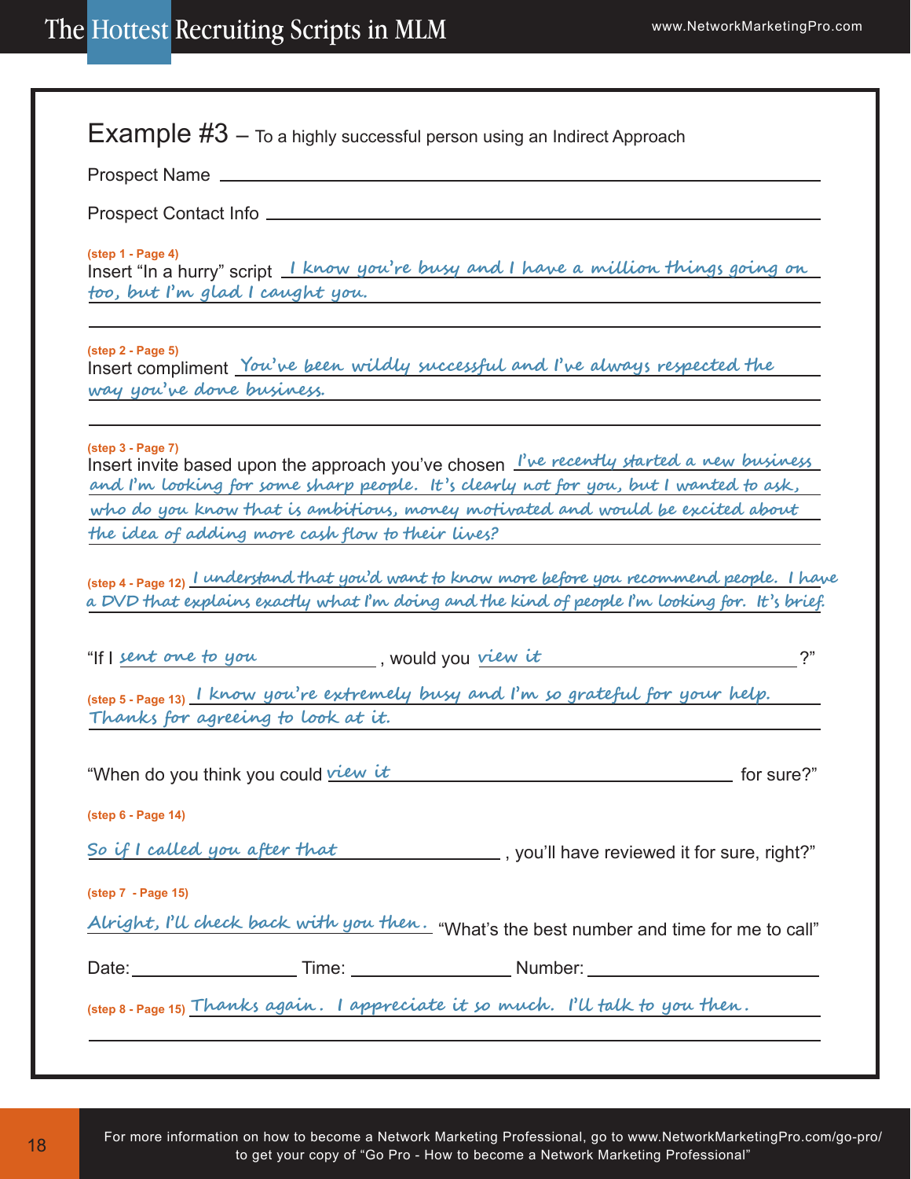## Example #3 – To a highly successful person using an Indirect Approach

Prospect Name ______________________________

Prospect Contact Info ______________________________

(step 1 - Page 4)
Insert "In a hurry" script *I know you're busy and I have a million things going on too, but I'm glad I caught you.*

(step 2 - Page 5)
Insert compliment *You've been wildly successful and I've always respected the way you've done business.*

(step 3 - Page 7)
Insert invite based upon the approach you've chosen *I've recently started a new business and I'm looking for some sharp people. It's clearly not for you, but I wanted to ask, who do you know that is ambitious, money motivated and would be excited about the idea of adding more cash flow to their lives?*

(step 4 - Page 12) *I understand that you'd want to know more before you recommend people. I have a DVD that explains exactly what I'm doing and the kind of people I'm looking for. It's brief.*

"If I *sent one to you*, would you *view it*?"

(step 5 - Page 13) *I know you're extremely busy and I'm so grateful for your help. Thanks for agreeing to look at it.*

"When do you think you could *view it* for sure?"

(step 6 - Page 14)

*So if I called you after that*, you'll have reviewed it for sure, right?"

(step 7 - Page 15)

*Alright, I'll check back with you then.* "What's the best number and time for me to call"

Date: __________ Time: __________ Number: __________

(step 8 - Page 15) *Thanks again. I appreciate it so much. I'll talk to you then.*

For more information on how to become a Network Marketing Professional, go to www.NetworkMarketingPro.com/go-pro/ to get your copy of "Go Pro - How to become a Network Marketing Professional"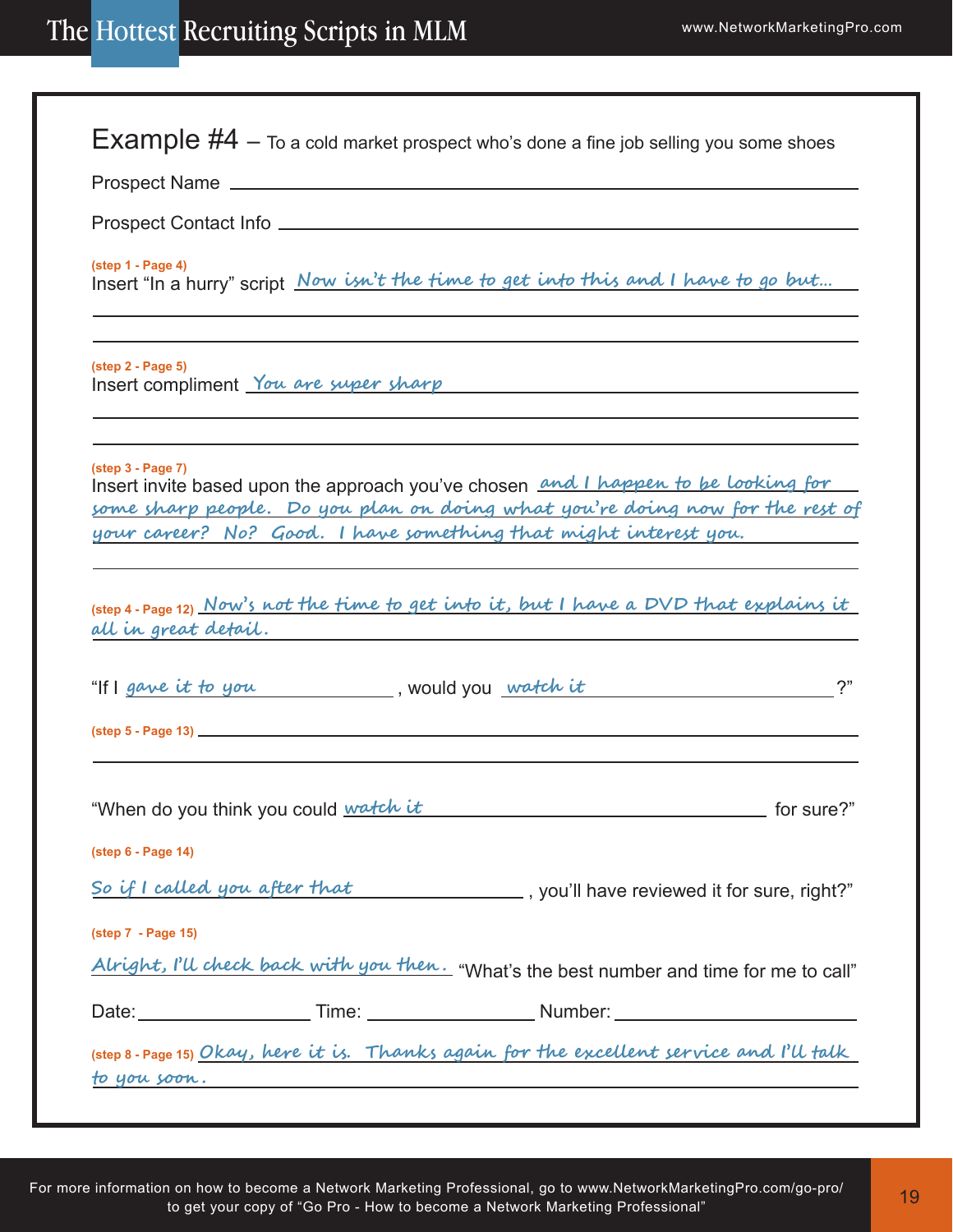## Example #4 – To a cold market prospect who's done a fine job selling you some shoes

Prospect Name ______________________________

Prospect Contact Info ______________________________

**(step 1 - Page 4)**
Insert "In a hurry" script *Now isn't the time to get into this and I have to go but...*

**(step 2 - Page 5)**
Insert compliment *You are super sharp*

**(step 3 - Page 7)**
Insert invite based upon the approach you've chosen *and I happen to be looking for some sharp people. Do you plan on doing what you're doing now for the rest of your career? No? Good. I have something that might interest you.*

**(step 4 - Page 12)** *Now's not the time to get into it, but I have a DVD that explains it all in great detail.*

"If I *gave it to you*, would you *watch it*?"

**(step 5 - Page 13)** ______________________________

"When do you think you could *watch it* for sure?"

**(step 6 - Page 14)**

*So if I called you after that*, you'll have reviewed it for sure, right?"

**(step 7 - Page 15)**

*Alright, I'll check back with you then.* "What's the best number and time for me to call"

Date: ____________ Time: ____________ Number: ____________

**(step 8 - Page 15)** *Okay, here it is. Thanks again for the excellent service and I'll talk to you soon.*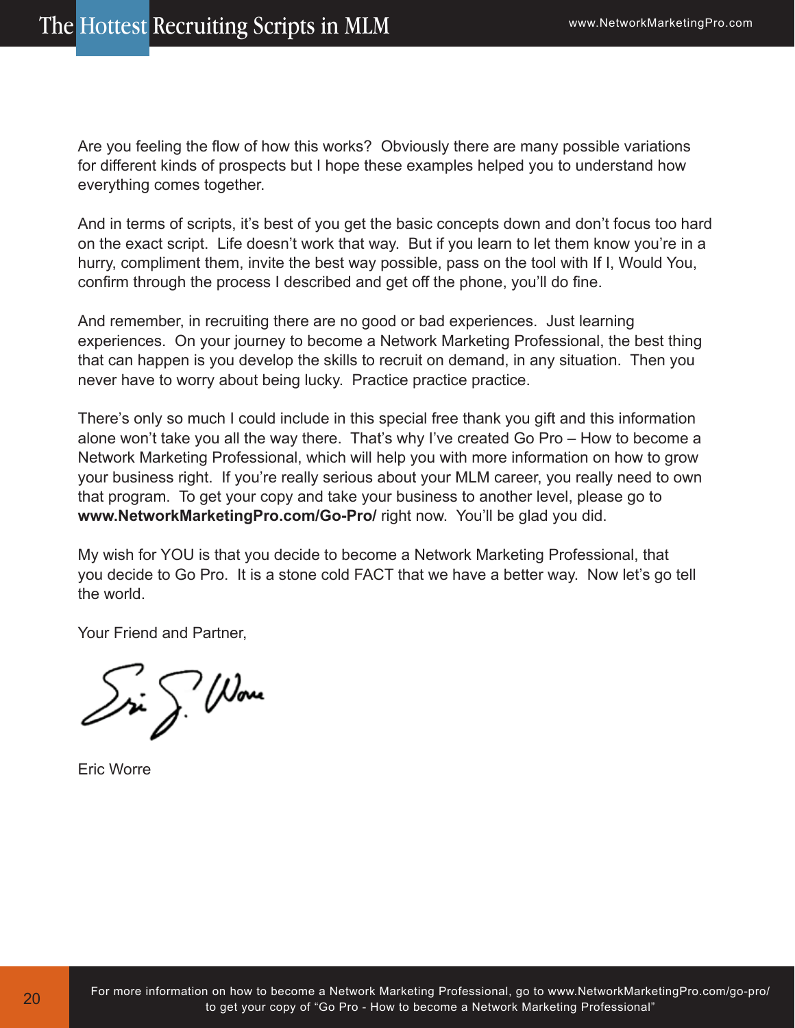Are you feeling the flow of how this works? Obviously there are many possible variations for different kinds of prospects but I hope these examples helped you to understand how everything comes together.

And in terms of scripts, it's best of you get the basic concepts down and don't focus too hard on the exact script. Life doesn't work that way. But if you learn to let them know you're in a hurry, compliment them, invite the best way possible, pass on the tool with If I, Would You, confirm through the process I described and get off the phone, you'll do fine.

And remember, in recruiting there are no good or bad experiences. Just learning experiences. On your journey to become a Network Marketing Professional, the best thing that can happen is you develop the skills to recruit on demand, in any situation. Then you never have to worry about being lucky. Practice practice practice.

There's only so much I could include in this special free thank you gift and this information alone won't take you all the way there. That's why I've created Go Pro – How to become a Network Marketing Professional, which will help you with more information on how to grow your business right. If you're really serious about your MLM career, you really need to own that program. To get your copy and take your business to another level, please go to **www.NetworkMarketingPro.com/Go-Pro/** right now. You'll be glad you did.

My wish for YOU is that you decide to become a Network Marketing Professional, that you decide to Go Pro. It is a stone cold FACT that we have a better way. Now let's go tell the world.

Your Friend and Partner,

Eric Worre

For more information on how to become a Network Marketing Professional, go to www.NetworkMarketingPro.com/go-pro/ to get your copy of "Go Pro - How to become a Network Marketing Professional"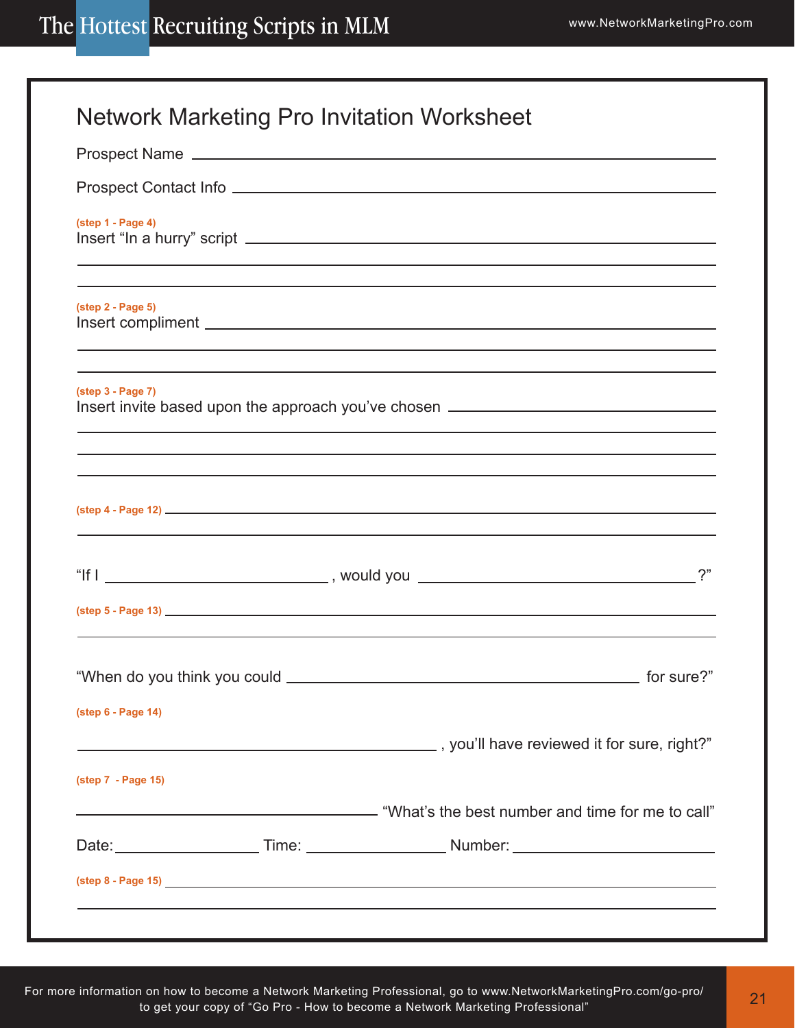# Network Marketing Pro Invitation Worksheet

Prospect Name ______________________________________________

Prospect Contact Info ______________________________________________

**(step 1 - Page 4)**
Insert "In a hurry" script ______________________________________________

______________________________________________

______________________________________________

**(step 2 - Page 5)**
Insert compliment ______________________________________________

______________________________________________

______________________________________________

**(step 3 - Page 7)**
Insert invite based upon the approach you've chosen ______________________

______________________________________________

______________________________________________

______________________________________________

**(step 4 - Page 12)** ______________________________________________

______________________________________________

"If I ____________________ , would you ____________________ ?"

**(step 5 - Page 13)** ______________________________________________

______________________________________________

"When do you think you could ______________________________ for sure?"

**(step 6 - Page 14)**

______________________________ , you'll have reviewed it for sure, right?"

**(step 7 - Page 15)**

______________________________ "What's the best number and time for me to call"

Date: ______________ Time: ______________ Number: ______________

**(step 8 - Page 15)** ______________________________________________

______________________________________________

For more information on how to become a Network Marketing Professional, go to www.NetworkMarketingPro.com/go-pro/ to get your copy of "Go Pro - How to become a Network Marketing Professional"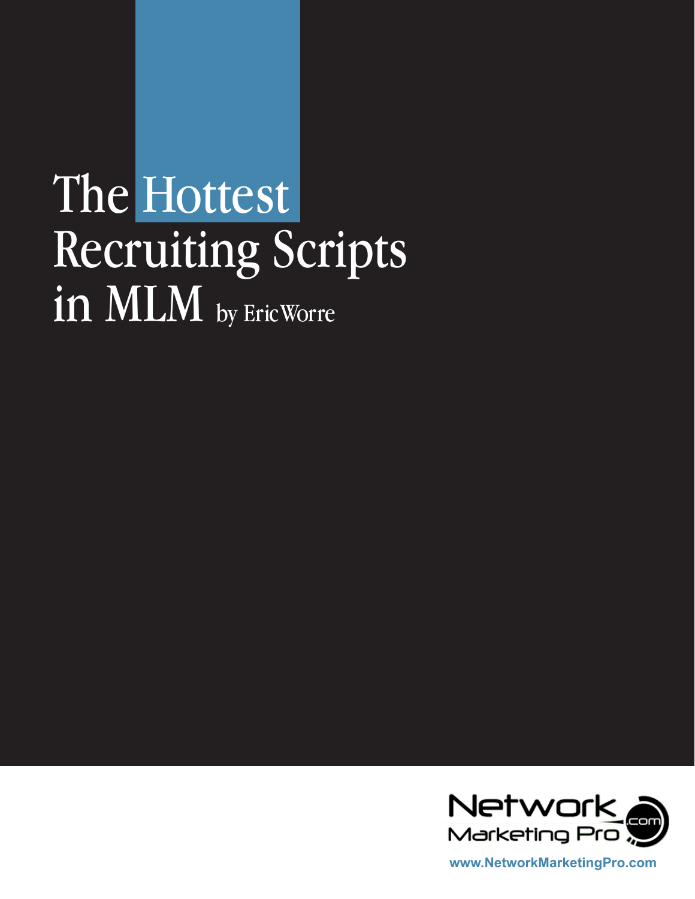# The Hottest Recruiting Scripts in MLM

by Eric Worre

Network Marketing Pro .com

www.NetworkMarketingPro.com